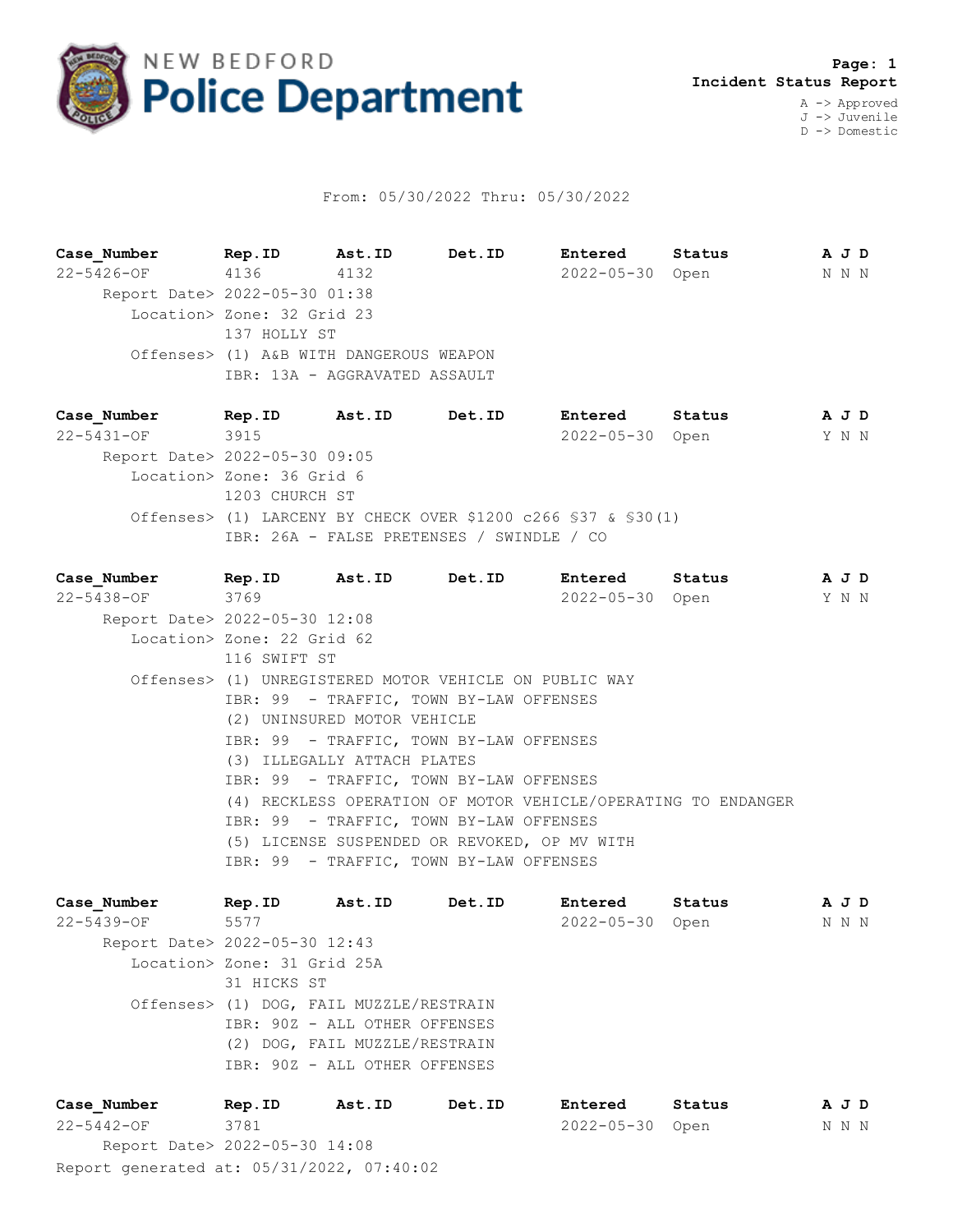NEW BEDFORD **Police Department**

**Page: 1**
**Incident Status Report**

A -> Approved
J -> Juvenile
D -> Domestic

From: 05/30/2022 Thru: 05/30/2022

| Case_Number | Rep.ID | Ast.ID | Det.ID | Entered | Status | A J D |
|---|---|---|---|---|---|---|
| 22-5426-OF | 4136 | 4132 | | 2022-05-30 | Open | N N N |

Report Date> 2022-05-30 01:38
Location> Zone: 32 Grid 23
137 HOLLY ST
Offenses> (1) A&B WITH DANGEROUS WEAPON
IBR: 13A - AGGRAVATED ASSAULT

| Case_Number | Rep.ID | Ast.ID | Det.ID | Entered | Status | A J D |
|---|---|---|---|---|---|---|
| 22-5431-OF | 3915 | | | 2022-05-30 | Open | Y N N |

Report Date> 2022-05-30 09:05
Location> Zone: 36 Grid 6
1203 CHURCH ST
Offenses> (1) LARCENY BY CHECK OVER $1200 c266 §37 & §30(1)
IBR: 26A - FALSE PRETENSES / SWINDLE / CO

| Case_Number | Rep.ID | Ast.ID | Det.ID | Entered | Status | A J D |
|---|---|---|---|---|---|---|
| 22-5438-OF | 3769 | | | 2022-05-30 | Open | Y N N |

Report Date> 2022-05-30 12:08
Location> Zone: 22 Grid 62
116 SWIFT ST
Offenses> (1) UNREGISTERED MOTOR VEHICLE ON PUBLIC WAY
IBR: 99 - TRAFFIC, TOWN BY-LAW OFFENSES
(2) UNINSURED MOTOR VEHICLE
IBR: 99 - TRAFFIC, TOWN BY-LAW OFFENSES
(3) ILLEGALLY ATTACH PLATES
IBR: 99 - TRAFFIC, TOWN BY-LAW OFFENSES
(4) RECKLESS OPERATION OF MOTOR VEHICLE/OPERATING TO ENDANGER
IBR: 99 - TRAFFIC, TOWN BY-LAW OFFENSES
(5) LICENSE SUSPENDED OR REVOKED, OP MV WITH
IBR: 99 - TRAFFIC, TOWN BY-LAW OFFENSES

| Case_Number | Rep.ID | Ast.ID | Det.ID | Entered | Status | A J D |
|---|---|---|---|---|---|---|
| 22-5439-OF | 5577 | | | 2022-05-30 | Open | N N N |

Report Date> 2022-05-30 12:43
Location> Zone: 31 Grid 25A
31 HICKS ST
Offenses> (1) DOG, FAIL MUZZLE/RESTRAIN
IBR: 90Z - ALL OTHER OFFENSES
(2) DOG, FAIL MUZZLE/RESTRAIN
IBR: 90Z - ALL OTHER OFFENSES

| Case_Number | Rep.ID | Ast.ID | Det.ID | Entered | Status | A J D |
|---|---|---|---|---|---|---|
| 22-5442-OF | 3781 | | | 2022-05-30 | Open | N N N |

Report Date> 2022-05-30 14:08

Report generated at: 05/31/2022, 07:40:02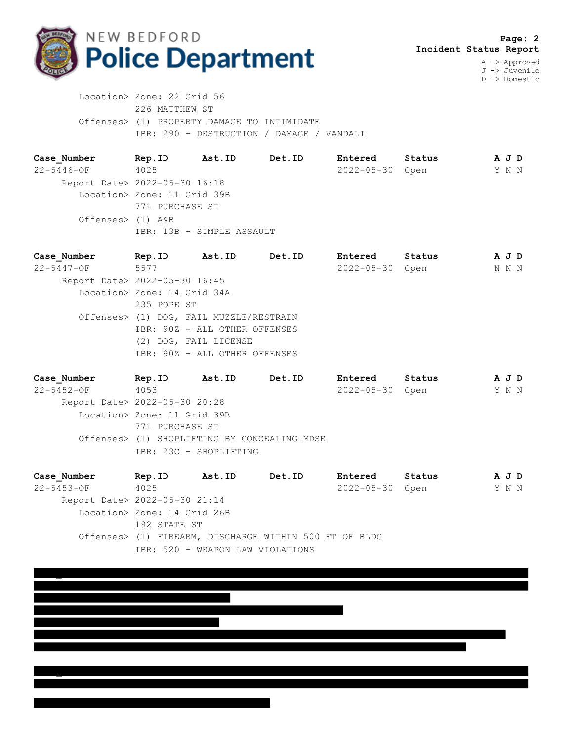# NEW BEDFORD Police Department

**Incident Status Report**

A -> Approved
J -> Juvenile
D -> Domestic

Location> Zone: 22 Grid 56
226 MATTHEW ST
Offenses> (1) PROPERTY DAMAGE TO INTIMIDATE
IBR: 290 - DESTRUCTION / DAMAGE / VANDALI

| Case_Number | Rep.ID | Ast.ID | Det.ID | Entered | Status | A | J | D |
|---|---|---|---|---|---|---|---|---|
| 22-5446-OF | 4025 | | | 2022-05-30 | Open | Y | N | N |

Report Date> 2022-05-30 16:18
Location> Zone: 11 Grid 39B
771 PURCHASE ST
Offenses> (1) A&B
IBR: 13B - SIMPLE ASSAULT

| Case_Number | Rep.ID | Ast.ID | Det.ID | Entered | Status | A | J | D |
|---|---|---|---|---|---|---|---|---|
| 22-5447-OF | 5577 | | | 2022-05-30 | Open | N | N | N |

Report Date> 2022-05-30 16:45
Location> Zone: 14 Grid 34A
235 POPE ST
Offenses> (1) DOG, FAIL MUZZLE/RESTRAIN
IBR: 90Z - ALL OTHER OFFENSES
(2) DOG, FAIL LICENSE
IBR: 90Z - ALL OTHER OFFENSES

| Case_Number | Rep.ID | Ast.ID | Det.ID | Entered | Status | A | J | D |
|---|---|---|---|---|---|---|---|---|
| 22-5452-OF | 4053 | | | 2022-05-30 | Open | Y | N | N |

Report Date> 2022-05-30 20:28
Location> Zone: 11 Grid 39B
771 PURCHASE ST
Offenses> (1) SHOPLIFTING BY CONCEALING MDSE
IBR: 23C - SHOPLIFTING

| Case_Number | Rep.ID | Ast.ID | Det.ID | Entered | Status | A | J | D |
|---|---|---|---|---|---|---|---|---|
| 22-5453-OF | 4025 | | | 2022-05-30 | Open | Y | N | N |

Report Date> 2022-05-30 21:14
Location> Zone: 14 Grid 26B
192 STATE ST
Offenses> (1) FIREARM, DISCHARGE WITHIN 500 FT OF BLDG
IBR: 520 - WEAPON LAW VIOLATIONS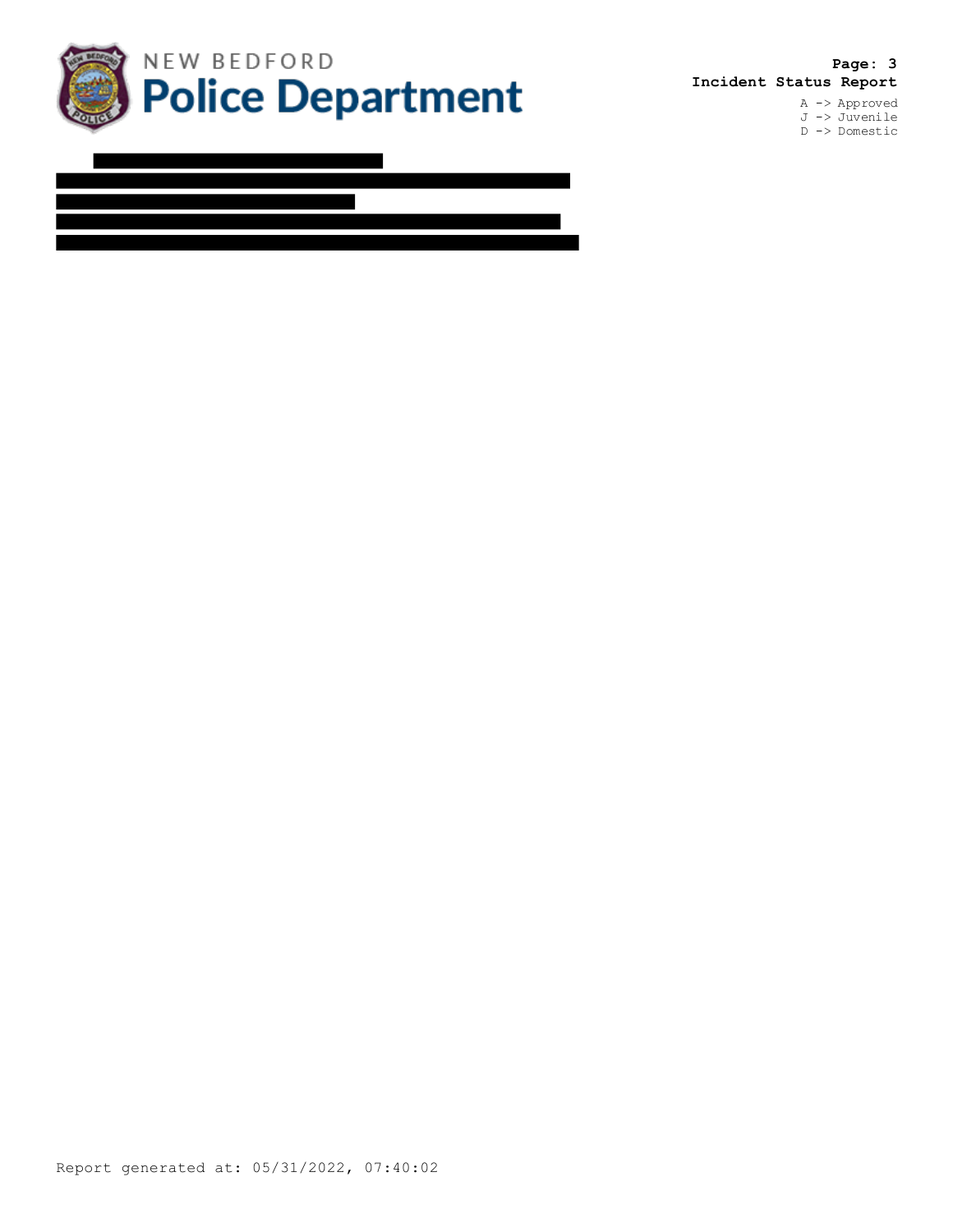**Incident Status Report**

A -> Approved
J -> Juvenile
D -> Domestic

Report generated at: 05/31/2022, 07:40:02